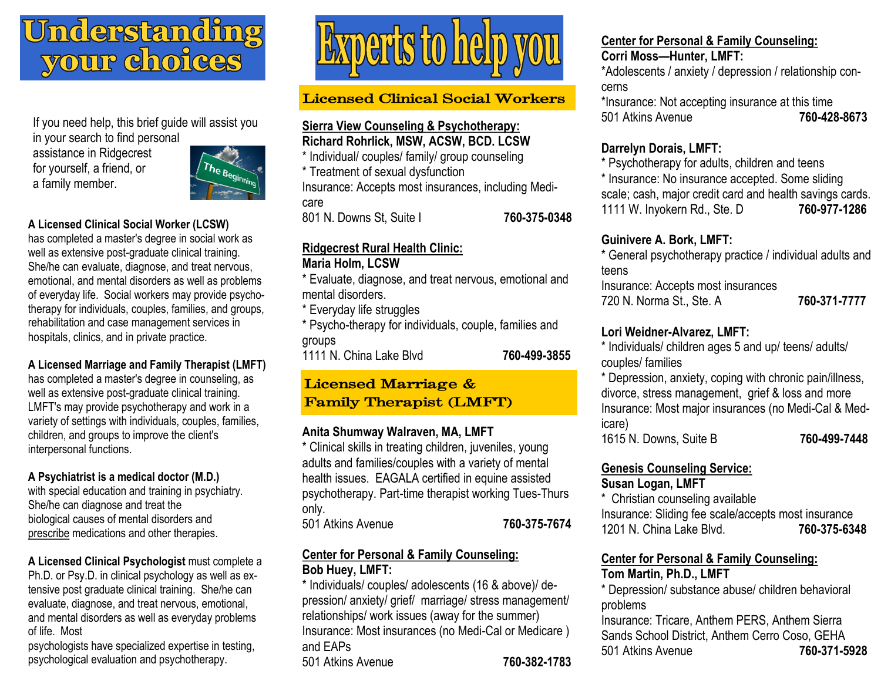# Understanding your choices

If you need help, this brief guide will assist you in your search to find personal assistance in Ridgecrest for yourself, a friend, or a family member.

**A Licensed Clinical Social Worker (LCSW)** has completed a master's degree in social work as well as extensive post-graduate clinical training. She/he can evaluate, diagnose, and treat nervous, emotional, and mental disorders as well as problems of everyday life. Social workers may provide psychotherapy for individuals, couples, families, and groups, rehabilitation and case management services in hospitals, clinics, and in private practice.

**A Licensed Marriage and Family Therapist (LMFT)** has completed a master's degree in counseling, as well as extensive post-graduate clinical training. LMFT's may provide psychotherapy and work in a variety of settings with individuals, couples, families, children, and groups to improve the client's interpersonal functions.

**A Psychiatrist is a medical doctor (M.D.)** with special education and training in psychiatry. She/he can diagnose and treat the biological causes of mental disorders and prescribe medications and other therapies.

**A Licensed Clinical Psychologist** must complete a Ph.D. or Psy.D. in clinical psychology as well as extensive post graduate clinical training. She/he can evaluate, diagnose, and treat nervous, emotional, and mental disorders as well as everyday problems of life. Most psychologists have specialized expertise in testing, psychological evaluation and psychotherapy.

# Experts to help you

## Licensed Clinical Social Workers

**Sierra View Counseling & Psychotherapy:**
**Richard Rohrlick, MSW, ACSW, BCD. LCSW**
* Individual/ couples/ family/ group counseling
* Treatment of sexual dysfunction
Insurance: Accepts most insurances, including Medicare
801 N. Downs St, Suite I **760-375-0348**

**Ridgecrest Rural Health Clinic:**
**Maria Holm, LCSW**
* Evaluate, diagnose, and treat nervous, emotional and mental disorders.
* Everyday life struggles
* Psycho-therapy for individuals, couple, families and groups
1111 N. China Lake Blvd **760-499-3855**

## Licensed Marriage & Family Therapist (LMFT)

**Anita Shumway Walraven, MA, LMFT**
* Clinical skills in treating children, juveniles, young adults and families/couples with a variety of mental health issues. EAGALA certified in equine assisted psychotherapy. Part-time therapist working Tues-Thurs only.
501 Atkins Avenue **760-375-7674**

**Center for Personal & Family Counseling:**
**Bob Huey, LMFT:**
* Individuals/ couples/ adolescents (16 & above)/ depression/ anxiety/ grief/ marriage/ stress management/ relationships/ work issues (away for the summer)
Insurance: Most insurances (no Medi-Cal or Medicare ) and EAPs
501 Atkins Avenue **760-382-1783**

**Center for Personal & Family Counseling:**
**Corri Moss—Hunter, LMFT:**
*Adolescents / anxiety / depression / relationship concerns
*Insurance: Not accepting insurance at this time
501 Atkins Avenue **760-428-8673**

**Darrelyn Dorais, LMFT:**
* Psychotherapy for adults, children and teens
* Insurance: No insurance accepted. Some sliding scale; cash, major credit card and health savings cards.
1111 W. Inyokern Rd., Ste. D **760-977-1286**

**Guinivere A. Bork, LMFT:**
* General psychotherapy practice / individual adults and teens
Insurance: Accepts most insurances
720 N. Norma St., Ste. A **760-371-7777**

**Lori Weidner-Alvarez, LMFT:**
* Individuals/ children ages 5 and up/ teens/ adults/ couples/ families
* Depression, anxiety, coping with chronic pain/illness, divorce, stress management, grief & loss and more
Insurance: Most major insurances (no Medi-Cal & Medicare)
1615 N. Downs, Suite B **760-499-7448**

**Genesis Counseling Service:**
**Susan Logan, LMFT**
* Christian counseling available
Insurance: Sliding fee scale/accepts most insurance
1201 N. China Lake Blvd. **760-375-6348**

**Center for Personal & Family Counseling:**
**Tom Martin, Ph.D., LMFT**
* Depression/ substance abuse/ children behavioral problems
Insurance: Tricare, Anthem PERS, Anthem Sierra Sands School District, Anthem Cerro Coso, GEHA
501 Atkins Avenue **760-371-5928**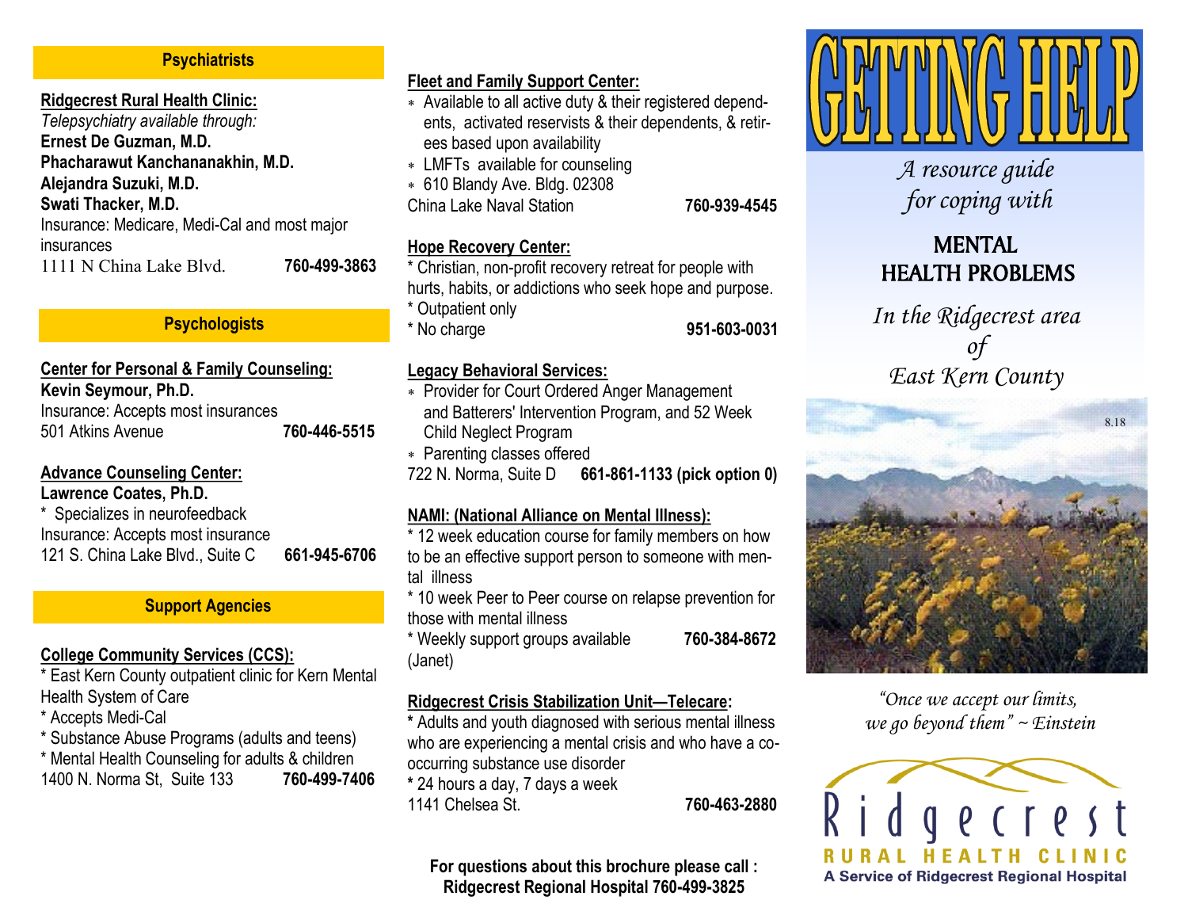## Psychiatrists

**Ridgecrest Rural Health Clinic:**
*Telepsychiatry available through:*
**Ernest De Guzman, M.D.**
**Phacharawut Kanchananakhin, M.D.**
**Alejandra Suzuki, M.D.**
**Swati Thacker, M.D.**
Insurance: Medicare, Medi-Cal and most major insurances
1111 N China Lake Blvd. **760-499-3863**

## Psychologists

**Center for Personal & Family Counseling:**
**Kevin Seymour, Ph.D.**
Insurance: Accepts most insurances
501 Atkins Avenue **760-446-5515**

**Advance Counseling Center:**
**Lawrence Coates, Ph.D.**
* Specializes in neurofeedback
Insurance: Accepts most insurance
121 S. China Lake Blvd., Suite C **661-945-6706**

## Support Agencies

**College Community Services (CCS):**
* East Kern County outpatient clinic for Kern Mental Health System of Care
* Accepts Medi-Cal
* Substance Abuse Programs (adults and teens)
* Mental Health Counseling for adults & children

1400 N. Norma St, Suite 133 **760-499-7406**

**Fleet and Family Support Center:**
* Available to all active duty & their registered dependents, activated reservists & their dependents, & retirees based upon availability
* LMFTs available for counseling
* 610 Blandy Ave. Bldg. 02308

China Lake Naval Station **760-939-4545**

**Hope Recovery Center:**
* Christian, non-profit recovery retreat for people with hurts, habits, or addictions who seek hope and purpose.
* Outpatient only
* No charge **951-603-0031**

**Legacy Behavioral Services:**
* Provider for Court Ordered Anger Management and Batterers' Intervention Program, and 52 Week Child Neglect Program
* Parenting classes offered

722 N. Norma, Suite D **661-861-1133 (pick option 0)**

**NAMI: (National Alliance on Mental Illness):**
* 12 week education course for family members on how to be an effective support person to someone with mental illness
* 10 week Peer to Peer course on relapse prevention for those with mental illness
* Weekly support groups available **760-384-8672** (Janet)

**Ridgecrest Crisis Stabilization Unit—Telecare:**
* Adults and youth diagnosed with serious mental illness who are experiencing a mental crisis and who have a co-occurring substance use disorder
* 24 hours a day, 7 days a week

1141 Chelsea St. **760-463-2880**

**For questions about this brochure please call : Ridgecrest Regional Hospital 760-499-3825**

# GETTING HELP

*A resource guide for coping with*

## MENTAL HEALTH PROBLEMS

*In the Ridgecrest area of East Kern County*

8.18

*"Once we accept our limits, we go beyond them" ~ Einstein*

Ridgecrest
RURAL HEALTH CLINIC
A Service of Ridgecrest Regional Hospital